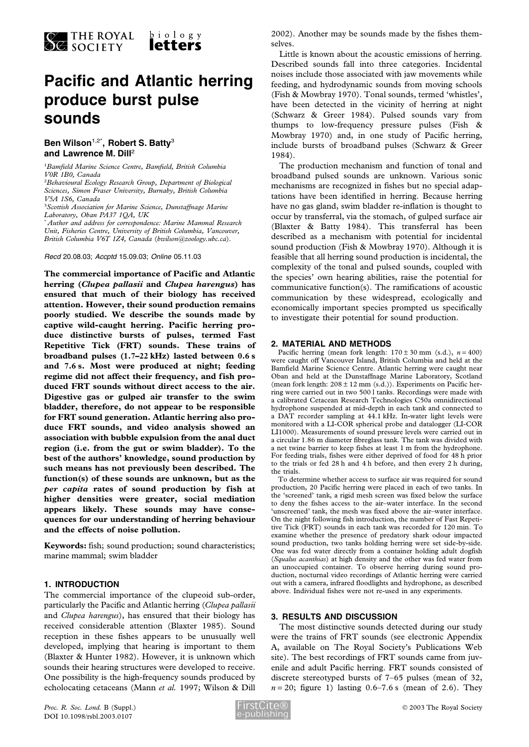# Pacific and Atlantic herring produce burst pulse sounds

**Ben Wilson**[1,2*], **Robert S. Batty**[3] **and Lawrence M. Dill**[2]

[1]Bamfield Marine Science Centre, Bamfield, British Columbia V0R 1B0, Canada

[2]Behavioural Ecology Research Group, Department of Biological Sciences, Simon Fraser University, Burnaby, British Columbia V5A 1S6, Canada

[3]Scottish Association for Marine Science, Dunstaffnage Marine Laboratory, Oban PA37 1QA, UK

[*]Author and address for correspondence: Marine Mammal Research Unit, Fisheries Centre, University of British Columbia, Vancouver, British Columbia V6T 1Z4, Canada (bwilson@zoology.ubc.ca).

*Recd* 20.08.03; *Accptd* 15.09.03; *Online* 05.11.03

**The commercial importance of Pacific and Atlantic herring (*Clupea pallasii* and *Clupea harengus*) has ensured that much of their biology has received attention. However, their sound production remains poorly studied. We describe the sounds made by captive wild-caught herring. Pacific herring produce distinctive bursts of pulses, termed Fast Repetitive Tick (FRT) sounds. These trains of broadband pulses (1.7–22 kHz) lasted between 0.6 s and 7.6 s. Most were produced at night; feeding regime did not affect their frequency, and fish produced FRT sounds without direct access to the air. Digestive gas or gulped air transfer to the swim bladder, therefore, do not appear to be responsible for FRT sound generation. Atlantic herring also produce FRT sounds, and video analysis showed an association with bubble expulsion from the anal duct region (i.e. from the gut or swim bladder). To the best of the authors' knowledge, sound production by such means has not previously been described. The function(s) of these sounds are unknown, but as the *per capita* rates of sound production by fish at higher densities were greater, social mediation appears likely. These sounds may have consequences for our understanding of herring behaviour and the effects of noise pollution.**

**Keywords:** fish; sound production; sound characteristics; marine mammal; swim bladder

## 1. INTRODUCTION

The commercial importance of the clupeoid sub-order, particularly the Pacific and Atlantic herring (*Clupea pallasii* and *Clupea harengus*), has ensured that their biology has received considerable attention (Blaxter 1985). Sound reception in these fishes appears to be unusually well developed, implying that hearing is important to them (Blaxter & Hunter 1982). However, it is unknown which sounds their hearing structures were developed to receive. One possibility is the high-frequency sounds produced by echolocating cetaceans (Mann *et al.* 1997; Wilson & Dill 2002). Another may be sounds made by the fishes themselves.

Little is known about the acoustic emissions of herring. Described sounds fall into three categories. Incidental noises include those associated with jaw movements while feeding, and hydrodynamic sounds from moving schools (Fish & Mowbray 1970). Tonal sounds, termed 'whistles', have been detected in the vicinity of herring at night (Schwarz & Greer 1984). Pulsed sounds vary from thumps to low-frequency pressure pulses (Fish & Mowbray 1970) and, in one study of Pacific herring, include bursts of broadband pulses (Schwarz & Greer 1984).

The production mechanism and function of tonal and broadband pulsed sounds are unknown. Various sonic mechanisms are recognized in fishes but no special adaptations have been identified in herring. Because herring have no gas gland, swim bladder re-inflation is thought to occur by transferral, via the stomach, of gulped surface air (Blaxter & Batty 1984). This transferral has been described as a mechanism with potential for incidental sound production (Fish & Mowbray 1970). Although it is feasible that all herring sound production is incidental, the complexity of the tonal and pulsed sounds, coupled with the species' own hearing abilities, raise the potential for communicative function(s). The ramifications of acoustic communication by these widespread, ecologically and economically important species prompted us specifically to investigate their potential for sound production.

## 2. MATERIAL AND METHODS

Pacific herring (mean fork length: $170 \pm 30$ mm (s.d.), $n = 400$) were caught off Vancouver Island, British Columbia and held at the Bamfield Marine Science Centre. Atlantic herring were caught near Oban and held at the Dunstaffnage Marine Laboratory, Scotland (mean fork length: $208 \pm 12$ mm (s.d.)). Experiments on Pacific herring were carried out in two 500 l tanks. Recordings were made with a calibrated Cetacean Research Technologies C50a omnidirectional hydrophone suspended at mid-depth in each tank and connected to a DAT recorder sampling at 44.1 kHz. In-water light levels were monitored with a LI-COR spherical probe and datalogger (LI-COR LI1000). Measurements of sound pressure levels were carried out in a circular 1.86 m diameter fibreglass tank. The tank was divided with a net twine barrier to keep fishes at least 1 m from the hydrophone. For feeding trials, fishes were either deprived of food for 48 h prior to the trials or fed 28 h and 4 h before, and then every 2 h during, the trials.

To determine whether access to surface air was required for sound production, 20 Pacific herring were placed in each of two tanks. In the 'screened' tank, a rigid mesh screen was fixed below the surface to deny the fishes access to the air–water interface. In the second 'unscreened' tank, the mesh was fixed above the air–water interface. On the night following fish introduction, the number of Fast Repetitive Tick (FRT) sounds in each tank was recorded for 120 min. To examine whether the presence of predatory shark odour impacted sound production, two tanks holding herring were set side-by-side. One was fed water directly from a container holding adult dogfish (*Squalus acanthias*) at high density and the other was fed water from an unoccupied container. To observe herring during sound production, nocturnal video recordings of Atlantic herring were carried out with a camera, infrared floodlights and hydrophone, as described above. Individual fishes were not re-used in any experiments.

## 3. RESULTS AND DISCUSSION

The most distinctive sounds detected during our study were the trains of FRT sounds (see electronic Appendix A, available on The Royal Society's Publications Web site). The best recordings of FRT sounds came from juvenile and adult Pacific herring. FRT sounds consisted of discrete stereotyped bursts of 7–65 pulses (mean of 32, $n = 20$; figure 1) lasting 0.6–7.6 s (mean of 2.6). They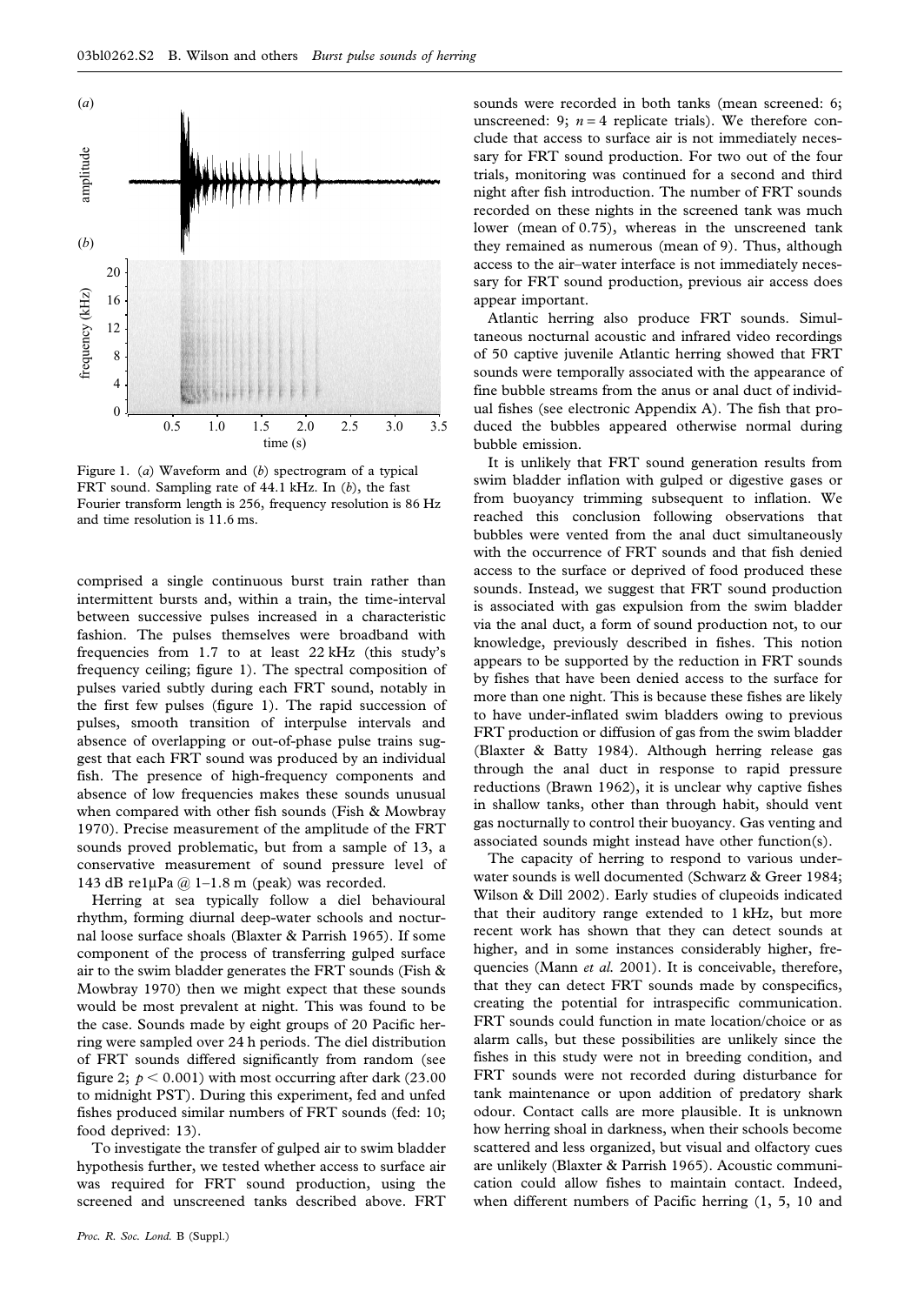(*a*)

amplitude

(*b*)

frequency (kHz)

20
16
12
8
4
0

0.5 1.0 1.5 2.0 2.5 3.0 3.5

time (s)

Figure 1. (*a*) Waveform and (*b*) spectrogram of a typical FRT sound. Sampling rate of 44.1 kHz. In (*b*), the fast Fourier transform length is 256, frequency resolution is 86 Hz and time resolution is 11.6 ms.

comprised a single continuous burst train rather than intermittent bursts and, within a train, the time-interval between successive pulses increased in a characteristic fashion. The pulses themselves were broadband with frequencies from 1.7 to at least 22 kHz (this study's frequency ceiling; figure 1). The spectral composition of pulses varied subtly during each FRT sound, notably in the first few pulses (figure 1). The rapid succession of pulses, smooth transition of interpulse intervals and absence of overlapping or out-of-phase pulse trains suggest that each FRT sound was produced by an individual fish. The presence of high-frequency components and absence of low frequencies makes these sounds unusual when compared with other fish sounds (Fish & Mowbray 1970). Precise measurement of the amplitude of the FRT sounds proved problematic, but from a sample of 13, a conservative measurement of sound pressure level of 143 dB re1μPa @ 1–1.8 m (peak) was recorded.

Herring at sea typically follow a diel behavioural rhythm, forming diurnal deep-water schools and nocturnal loose surface shoals (Blaxter & Parrish 1965). If some component of the process of transferring gulped surface air to the swim bladder generates the FRT sounds (Fish & Mowbray 1970) then we might expect that these sounds would be most prevalent at night. This was found to be the case. Sounds made by eight groups of 20 Pacific herring were sampled over 24 h periods. The diel distribution of FRT sounds differed significantly from random (see figure 2; $p < 0.001$) with most occurring after dark (23.00 to midnight PST). During this experiment, fed and unfed fishes produced similar numbers of FRT sounds (fed: 10; food deprived: 13).

To investigate the transfer of gulped air to swim bladder hypothesis further, we tested whether access to surface air was required for FRT sound production, using the screened and unscreened tanks described above. FRT sounds were recorded in both tanks (mean screened: 6; unscreened: 9; $n = 4$ replicate trials). We therefore conclude that access to surface air is not immediately necessary for FRT sound production. For two out of the four trials, monitoring was continued for a second and third night after fish introduction. The number of FRT sounds recorded on these nights in the screened tank was much lower (mean of 0.75), whereas in the unscreened tank they remained as numerous (mean of 9). Thus, although access to the air–water interface is not immediately necessary for FRT sound production, previous air access does appear important.

Atlantic herring also produce FRT sounds. Simultaneous nocturnal acoustic and infrared video recordings of 50 captive juvenile Atlantic herring showed that FRT sounds were temporally associated with the appearance of fine bubble streams from the anus or anal duct of individual fishes (see electronic Appendix A). The fish that produced the bubbles appeared otherwise normal during bubble emission.

It is unlikely that FRT sound generation results from swim bladder inflation with gulped or digestive gases or from buoyancy trimming subsequent to inflation. We reached this conclusion following observations that bubbles were vented from the anal duct simultaneously with the occurrence of FRT sounds and that fish denied access to the surface or deprived of food produced these sounds. Instead, we suggest that FRT sound production is associated with gas expulsion from the swim bladder via the anal duct, a form of sound production not, to our knowledge, previously described in fishes. This notion appears to be supported by the reduction in FRT sounds by fishes that have been denied access to the surface for more than one night. This is because these fishes are likely to have under-inflated swim bladders owing to previous FRT production or diffusion of gas from the swim bladder (Blaxter & Batty 1984). Although herring release gas through the anal duct in response to rapid pressure reductions (Brawn 1962), it is unclear why captive fishes in shallow tanks, other than through habit, should vent gas nocturnally to control their buoyancy. Gas venting and associated sounds might instead have other function(s).

The capacity of herring to respond to various underwater sounds is well documented (Schwarz & Greer 1984; Wilson & Dill 2002). Early studies of clupeoids indicated that their auditory range extended to 1 kHz, but more recent work has shown that they can detect sounds at higher, and in some instances considerably higher, frequencies (Mann *et al.* 2001). It is conceivable, therefore, that they can detect FRT sounds made by conspecifics, creating the potential for intraspecific communication. FRT sounds could function in mate location/choice or as alarm calls, but these possibilities are unlikely since the fishes in this study were not in breeding condition, and FRT sounds were not recorded during disturbance for tank maintenance or upon addition of predatory shark odour. Contact calls are more plausible. It is unknown how herring shoal in darkness, when their schools become scattered and less organized, but visual and olfactory cues are unlikely (Blaxter & Parrish 1965). Acoustic communication could allow fishes to maintain contact. Indeed, when different numbers of Pacific herring (1, 5, 10 and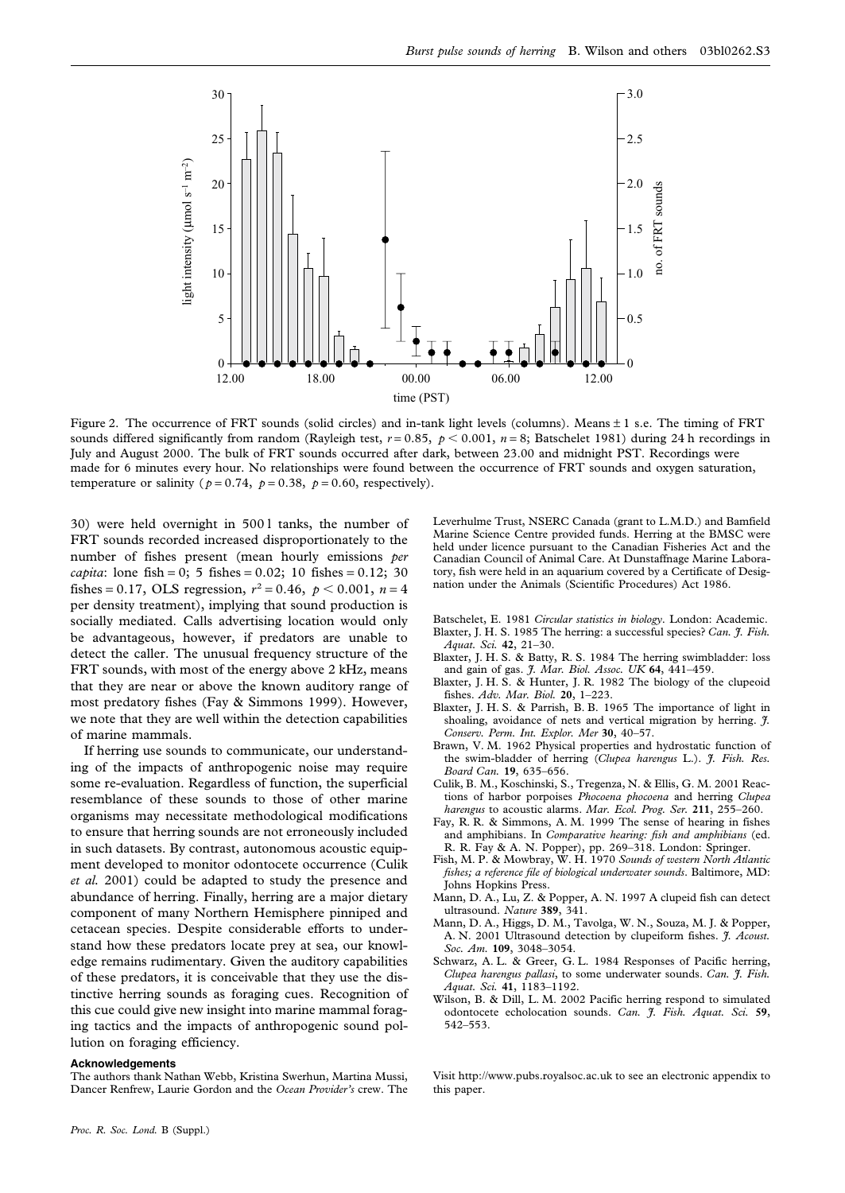30
25
20
15
10
5
0

light intensity (μmol s$^{-1}$ m$^{-2}$)

3.0
2.5
2.0
1.5
1.0
0.5
0

no. of FRT sounds

12.00
18.00
00.00
06.00
12.00

time (PST)

Figure 2. The occurrence of FRT sounds (solid circles) and in-tank light levels (columns). Means ± 1 s.e. The timing of FRT sounds differed significantly from random (Rayleigh test, $r = 0.85$, $p < 0.001$, $n = 8$; Batschelet 1981) during 24 h recordings in July and August 2000. The bulk of FRT sounds occurred after dark, between 23.00 and midnight PST. Recordings were made for 6 minutes every hour. No relationships were found between the occurrence of FRT sounds and oxygen saturation, temperature or salinity ($p = 0.74$, $p = 0.38$, $p = 0.60$, respectively).

30) were held overnight in 500 l tanks, the number of FRT sounds recorded increased disproportionately to the number of fishes present (mean hourly emissions *per capita*: lone fish = 0; 5 fishes = 0.02; 10 fishes = 0.12; 30 fishes = 0.17, OLS regression, $r^2 = 0.46$, $p < 0.001$, $n = 4$ per density treatment), implying that sound production is socially mediated. Calls advertising location would only be advantageous, however, if predators are unable to detect the caller. The unusual frequency structure of the FRT sounds, with most of the energy above 2 kHz, means that they are near or above the known auditory range of most predatory fishes (Fay & Simmons 1999). However, we note that they are well within the detection capabilities of marine mammals.

If herring use sounds to communicate, our understanding of the impacts of anthropogenic noise may require some re-evaluation. Regardless of function, the superficial resemblance of these sounds to those of other marine organisms may necessitate methodological modifications to ensure that herring sounds are not erroneously included in such datasets. By contrast, autonomous acoustic equipment developed to monitor odontocete occurrence (Culik *et al.* 2001) could be adapted to study the presence and abundance of herring. Finally, herring are a major dietary component of many Northern Hemisphere pinniped and cetacean species. Despite considerable efforts to understand how these predators locate prey at sea, our knowledge remains rudimentary. Given the auditory capabilities of these predators, it is conceivable that they use the distinctive herring sounds as foraging cues. Recognition of this cue could give new insight into marine mammal foraging tactics and the impacts of anthropogenic sound pollution on foraging efficiency.

### Acknowledgements

The authors thank Nathan Webb, Kristina Swerhun, Martina Mussi, Dancer Renfrew, Laurie Gordon and the *Ocean Provider's* crew. The Leverhulme Trust, NSERC Canada (grant to L.M.D.) and Bamfield Marine Science Centre provided funds. Herring at the BMSC were held under licence pursuant to the Canadian Fisheries Act and the Canadian Council of Animal Care. At Dunstaffnage Marine Laboratory, fish were held in an aquarium covered by a Certificate of Designation under the Animals (Scientific Procedures) Act 1986.

Batschelet, E. 1981 *Circular statistics in biology*. London: Academic.

Blaxter, J. H. S. 1985 The herring: a successful species? *Can. J. Fish. Aquat. Sci.* **42**, 21–30.

Blaxter, J. H. S. & Batty, R. S. 1984 The herring swimbladder: loss and gain of gas. *J. Mar. Biol. Assoc. UK* **64**, 441–459.

Blaxter, J. H. S. & Hunter, J. R. 1982 The biology of the clupeoid fishes. *Adv. Mar. Biol.* **20**, 1–223.

Blaxter, J. H. S. & Parrish, B. B. 1965 The importance of light in shoaling, avoidance of nets and vertical migration by herring. *J. Conserv. Perm. Int. Explor. Mer* **30**, 40–57.

Brawn, V. M. 1962 Physical properties and hydrostatic function of the swim-bladder of herring (*Clupea harengus* L.). *J. Fish. Res. Board Can.* **19**, 635–656.

Culik, B. M., Koschinski, S., Tregenza, N. & Ellis, G. M. 2001 Reactions of harbor porpoises *Phocoena phocoena* and herring *Clupea harengus* to acoustic alarms. *Mar. Ecol. Prog. Ser.* **211**, 255–260.

Fay, R. R. & Simmons, A. M. 1999 The sense of hearing in fishes and amphibians. In *Comparative hearing: fish and amphibians* (ed. R. R. Fay & A. N. Popper), pp. 269–318. London: Springer.

Fish, M. P. & Mowbray, W. H. 1970 *Sounds of western North Atlantic fishes; a reference file of biological underwater sounds*. Baltimore, MD: Johns Hopkins Press.

Mann, D. A., Lu, Z. & Popper, A. N. 1997 A clupeid fish can detect ultrasound. *Nature* **389**, 341.

Mann, D. A., Higgs, D. M., Tavolga, W. N., Souza, M. J. & Popper, A. N. 2001 Ultrasound detection by clupeiform fishes. *J. Acoust. Soc. Am.* **109**, 3048–3054.

Schwarz, A. L. & Greer, G. L. 1984 Responses of Pacific herring, *Clupea harengus pallasi*, to some underwater sounds. *Can. J. Fish. Aquat. Sci.* **41**, 1183–1192.

Wilson, B. & Dill, L. M. 2002 Pacific herring respond to simulated odontocete echolocation sounds. *Can. J. Fish. Aquat. Sci.* **59**, 542–553.

Visit http://www.pubs.royalsoc.ac.uk to see an electronic appendix to this paper.